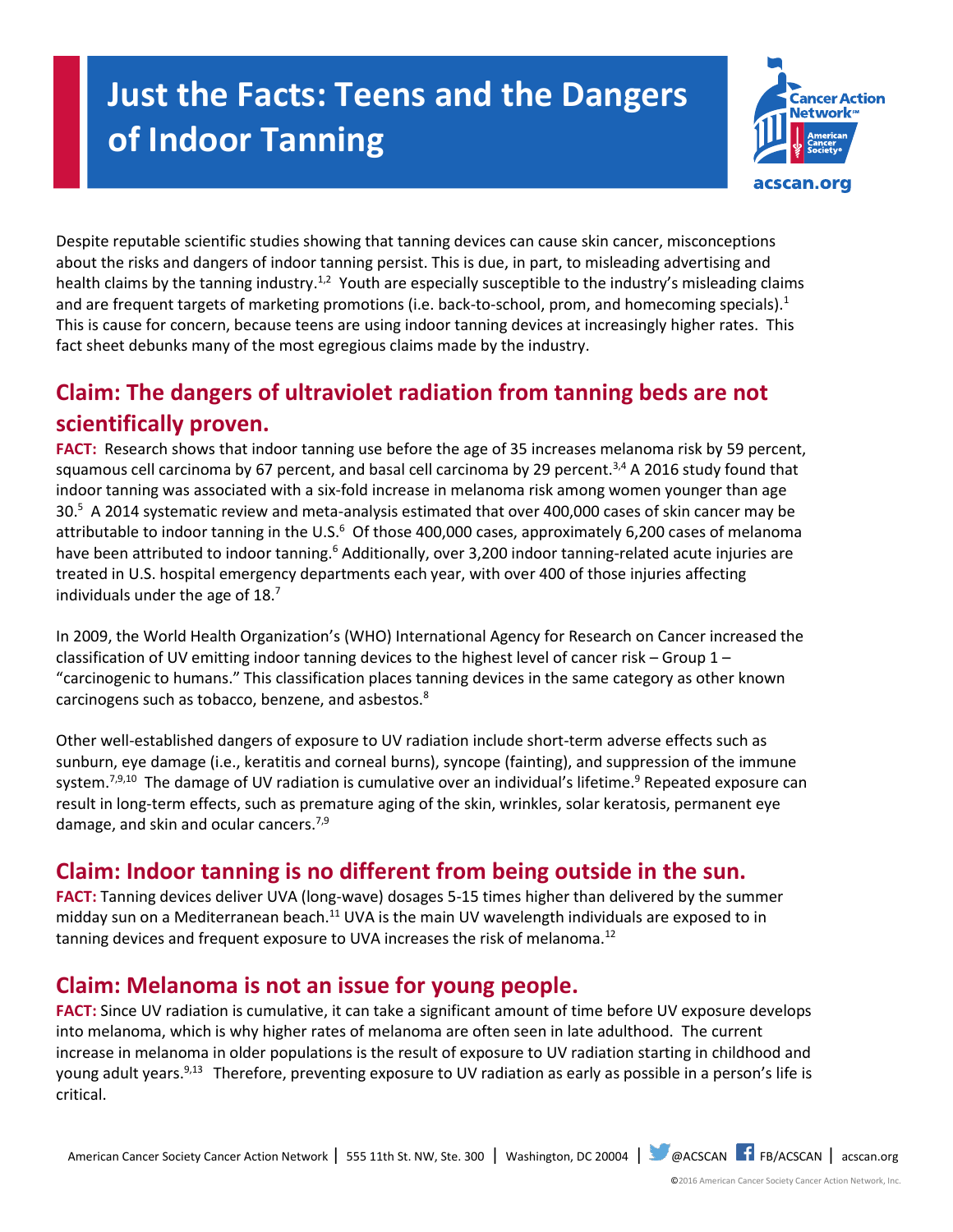# Just the Facts: Teens and the Dangers of Indoor Tanning

Despite reputable scientific studies showing that tanning devices can cause skin cancer, misconceptions about the risks and dangers of indoor tanning persist. This is due, in part, to misleading advertising and health claims by the tanning industry.[1,2] Youth are especially susceptible to the industry's misleading claims and are frequent targets of marketing promotions (i.e. back-to-school, prom, and homecoming specials).[1] This is cause for concern, because teens are using indoor tanning devices at increasingly higher rates. This fact sheet debunks many of the most egregious claims made by the industry.

## Claim: The dangers of ultraviolet radiation from tanning beds are not scientifically proven.

**FACT:** Research shows that indoor tanning use before the age of 35 increases melanoma risk by 59 percent, squamous cell carcinoma by 67 percent, and basal cell carcinoma by 29 percent.[3,4] A 2016 study found that indoor tanning was associated with a six-fold increase in melanoma risk among women younger than age 30.[5] A 2014 systematic review and meta-analysis estimated that over 400,000 cases of skin cancer may be attributable to indoor tanning in the U.S.[6] Of those 400,000 cases, approximately 6,200 cases of melanoma have been attributed to indoor tanning.[6] Additionally, over 3,200 indoor tanning-related acute injuries are treated in U.S. hospital emergency departments each year, with over 400 of those injuries affecting individuals under the age of 18.[7]

In 2009, the World Health Organization's (WHO) International Agency for Research on Cancer increased the classification of UV emitting indoor tanning devices to the highest level of cancer risk – Group 1 – "carcinogenic to humans." This classification places tanning devices in the same category as other known carcinogens such as tobacco, benzene, and asbestos.[8]

Other well-established dangers of exposure to UV radiation include short-term adverse effects such as sunburn, eye damage (i.e., keratitis and corneal burns), syncope (fainting), and suppression of the immune system.[7,9,10] The damage of UV radiation is cumulative over an individual's lifetime.[9] Repeated exposure can result in long-term effects, such as premature aging of the skin, wrinkles, solar keratosis, permanent eye damage, and skin and ocular cancers.[7,9]

## Claim: Indoor tanning is no different from being outside in the sun.

**FACT:** Tanning devices deliver UVA (long-wave) dosages 5-15 times higher than delivered by the summer midday sun on a Mediterranean beach.[11] UVA is the main UV wavelength individuals are exposed to in tanning devices and frequent exposure to UVA increases the risk of melanoma.[12]

## Claim: Melanoma is not an issue for young people.

**FACT:** Since UV radiation is cumulative, it can take a significant amount of time before UV exposure develops into melanoma, which is why higher rates of melanoma are often seen in late adulthood. The current increase in melanoma in older populations is the result of exposure to UV radiation starting in childhood and young adult years.[9,13] Therefore, preventing exposure to UV radiation as early as possible in a person's life is critical.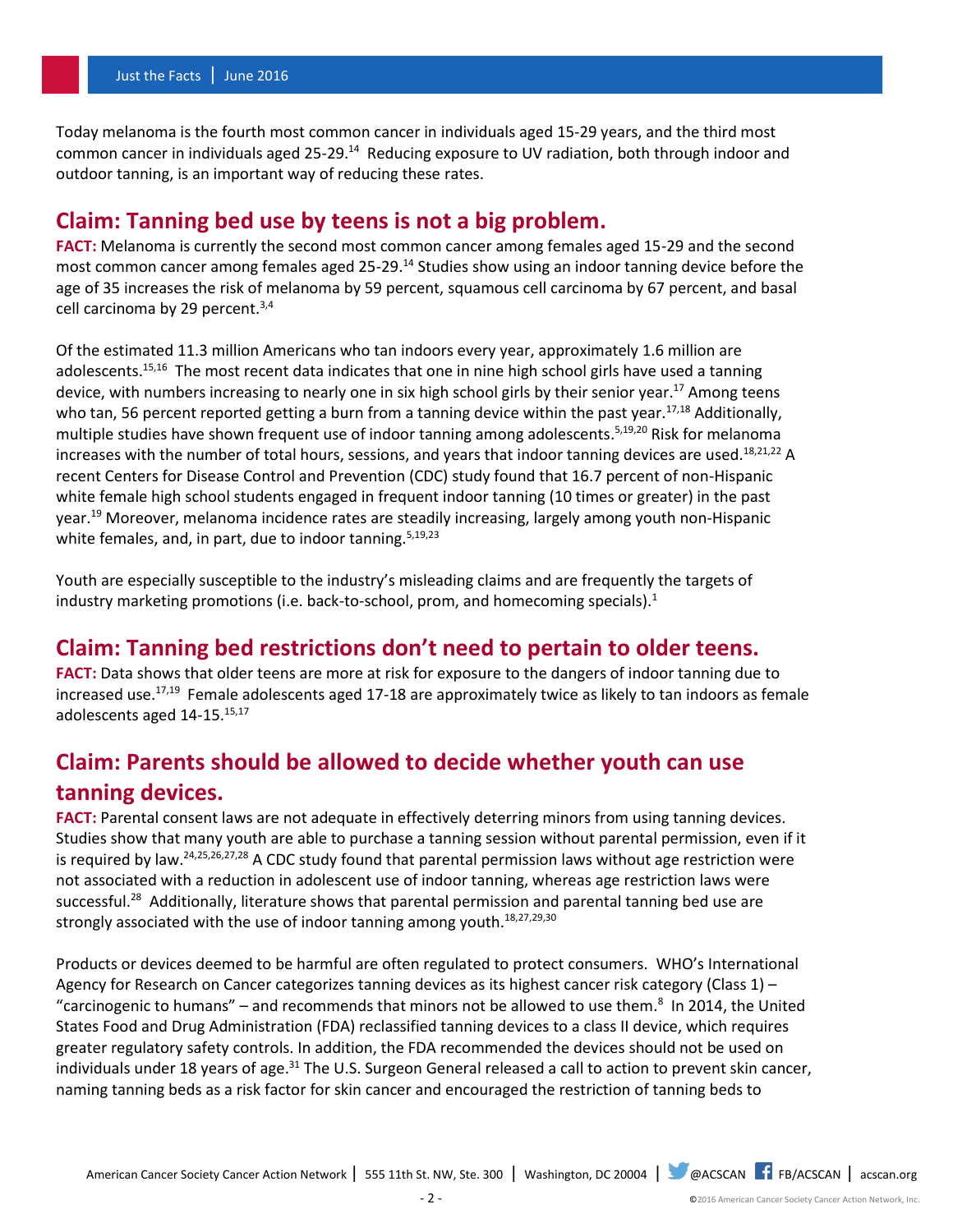Today melanoma is the fourth most common cancer in individuals aged 15-29 years, and the third most common cancer in individuals aged 25-29.[14] Reducing exposure to UV radiation, both through indoor and outdoor tanning, is an important way of reducing these rates.

## Claim: Tanning bed use by teens is not a big problem.

**FACT:** Melanoma is currently the second most common cancer among females aged 15-29 and the second most common cancer among females aged 25-29.[14] Studies show using an indoor tanning device before the age of 35 increases the risk of melanoma by 59 percent, squamous cell carcinoma by 67 percent, and basal cell carcinoma by 29 percent.[3,4]

Of the estimated 11.3 million Americans who tan indoors every year, approximately 1.6 million are adolescents.[15,16] The most recent data indicates that one in nine high school girls have used a tanning device, with numbers increasing to nearly one in six high school girls by their senior year.[17] Among teens who tan, 56 percent reported getting a burn from a tanning device within the past year.[17,18] Additionally, multiple studies have shown frequent use of indoor tanning among adolescents.[5,19,20] Risk for melanoma increases with the number of total hours, sessions, and years that indoor tanning devices are used.[18,21,22] A recent Centers for Disease Control and Prevention (CDC) study found that 16.7 percent of non-Hispanic white female high school students engaged in frequent indoor tanning (10 times or greater) in the past year.[19] Moreover, melanoma incidence rates are steadily increasing, largely among youth non-Hispanic white females, and, in part, due to indoor tanning.[5,19,23]

Youth are especially susceptible to the industry's misleading claims and are frequently the targets of industry marketing promotions (i.e. back-to-school, prom, and homecoming specials).[1]

## Claim: Tanning bed restrictions don't need to pertain to older teens.

**FACT:** Data shows that older teens are more at risk for exposure to the dangers of indoor tanning due to increased use.[17,19] Female adolescents aged 17-18 are approximately twice as likely to tan indoors as female adolescents aged 14-15.[15,17]

## Claim: Parents should be allowed to decide whether youth can use tanning devices.

**FACT:** Parental consent laws are not adequate in effectively deterring minors from using tanning devices. Studies show that many youth are able to purchase a tanning session without parental permission, even if it is required by law.[24,25,26,27,28] A CDC study found that parental permission laws without age restriction were not associated with a reduction in adolescent use of indoor tanning, whereas age restriction laws were successful.[28] Additionally, literature shows that parental permission and parental tanning bed use are strongly associated with the use of indoor tanning among youth.[18,27,29,30]

Products or devices deemed to be harmful are often regulated to protect consumers. WHO's International Agency for Research on Cancer categorizes tanning devices as its highest cancer risk category (Class 1) – "carcinogenic to humans" – and recommends that minors not be allowed to use them.[8] In 2014, the United States Food and Drug Administration (FDA) reclassified tanning devices to a class II device, which requires greater regulatory safety controls. In addition, the FDA recommended the devices should not be used on individuals under 18 years of age.[31] The U.S. Surgeon General released a call to action to prevent skin cancer, naming tanning beds as a risk factor for skin cancer and encouraged the restriction of tanning beds to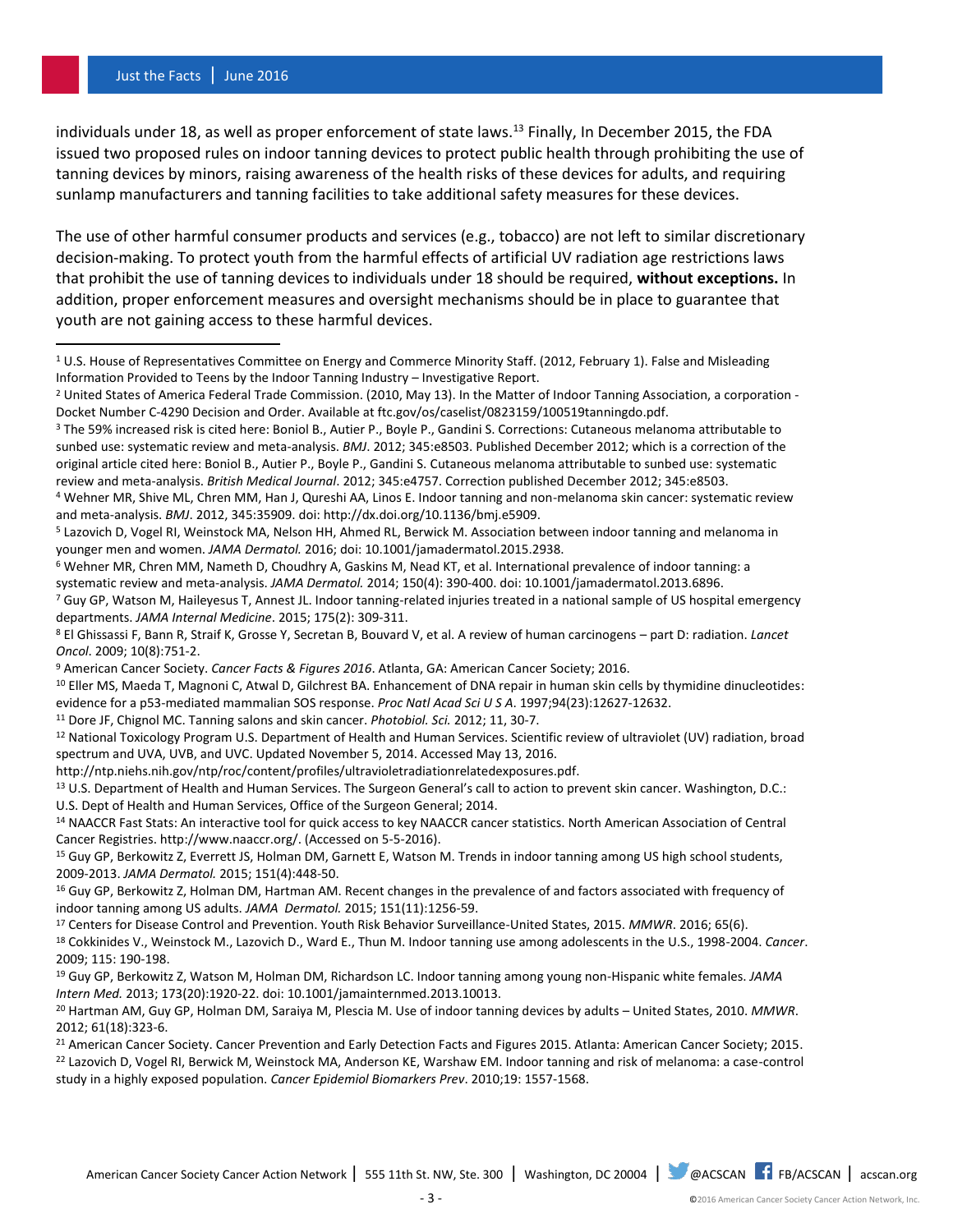individuals under 18, as well as proper enforcement of state laws.[13] Finally, In December 2015, the FDA issued two proposed rules on indoor tanning devices to protect public health through prohibiting the use of tanning devices by minors, raising awareness of the health risks of these devices for adults, and requiring sunlamp manufacturers and tanning facilities to take additional safety measures for these devices.

The use of other harmful consumer products and services (e.g., tobacco) are not left to similar discretionary decision-making. To protect youth from the harmful effects of artificial UV radiation age restrictions laws that prohibit the use of tanning devices to individuals under 18 should be required, **without exceptions.** In addition, proper enforcement measures and oversight mechanisms should be in place to guarantee that youth are not gaining access to these harmful devices.

---

[1] U.S. House of Representatives Committee on Energy and Commerce Minority Staff. (2012, February 1). False and Misleading Information Provided to Teens by the Indoor Tanning Industry – Investigative Report.

[2] United States of America Federal Trade Commission. (2010, May 13). In the Matter of Indoor Tanning Association, a corporation - Docket Number C-4290 Decision and Order. Available at ftc.gov/os/caselist/0823159/100519tanningdo.pdf.

[3] The 59% increased risk is cited here: Boniol B., Autier P., Boyle P., Gandini S. Corrections: Cutaneous melanoma attributable to sunbed use: systematic review and meta-analysis. *BMJ*. 2012; 345:e8503. Published December 2012; which is a correction of the original article cited here: Boniol B., Autier P., Boyle P., Gandini S. Cutaneous melanoma attributable to sunbed use: systematic review and meta-analysis. *British Medical Journal*. 2012; 345:e4757. Correction published December 2012; 345:e8503.

[4] Wehner MR, Shive ML, Chren MM, Han J, Qureshi AA, Linos E. Indoor tanning and non-melanoma skin cancer: systematic review and meta-analysis. *BMJ*. 2012, 345:35909. doi: http://dx.doi.org/10.1136/bmj.e5909.

[5] Lazovich D, Vogel RI, Weinstock MA, Nelson HH, Ahmed RL, Berwick M. Association between indoor tanning and melanoma in younger men and women. *JAMA Dermatol.* 2016; doi: 10.1001/jamadermatol.2015.2938.

[6] Wehner MR, Chren MM, Nameth D, Choudhry A, Gaskins M, Nead KT, et al. International prevalence of indoor tanning: a systematic review and meta-analysis. *JAMA Dermatol.* 2014; 150(4): 390-400. doi: 10.1001/jamadermatol.2013.6896.

[7] Guy GP, Watson M, Haileyesus T, Annest JL. Indoor tanning-related injuries treated in a national sample of US hospital emergency departments. *JAMA Internal Medicine*. 2015; 175(2): 309-311.

[8] El Ghissassi F, Bann R, Straif K, Grosse Y, Secretan B, Bouvard V, et al. A review of human carcinogens – part D: radiation. *Lancet Oncol*. 2009; 10(8):751-2.

[9] American Cancer Society. *Cancer Facts & Figures 2016*. Atlanta, GA: American Cancer Society; 2016.

[10] Eller MS, Maeda T, Magnoni C, Atwal D, Gilchrest BA. Enhancement of DNA repair in human skin cells by thymidine dinucleotides: evidence for a p53-mediated mammalian SOS response. *Proc Natl Acad Sci U S A*. 1997;94(23):12627-12632.

[11] Dore JF, Chignol MC. Tanning salons and skin cancer. *Photobiol. Sci.* 2012; 11, 30-7.

[12] National Toxicology Program U.S. Department of Health and Human Services. Scientific review of ultraviolet (UV) radiation, broad spectrum and UVA, UVB, and UVC. Updated November 5, 2014. Accessed May 13, 2016. http://ntp.niehs.nih.gov/ntp/roc/content/profiles/ultravioletradiationrelatedexposures.pdf.

[13] U.S. Department of Health and Human Services. The Surgeon General's call to action to prevent skin cancer. Washington, D.C.: U.S. Dept of Health and Human Services, Office of the Surgeon General; 2014.

[14] NAACCR Fast Stats: An interactive tool for quick access to key NAACCR cancer statistics. North American Association of Central Cancer Registries. http://www.naaccr.org/. (Accessed on 5-5-2016).

[15] Guy GP, Berkowitz Z, Everrett JS, Holman DM, Garnett E, Watson M. Trends in indoor tanning among US high school students, 2009-2013. *JAMA Dermatol.* 2015; 151(4):448-50.

[16] Guy GP, Berkowitz Z, Holman DM, Hartman AM. Recent changes in the prevalence of and factors associated with frequency of indoor tanning among US adults. *JAMA Dermatol.* 2015; 151(11):1256-59.

[17] Centers for Disease Control and Prevention. Youth Risk Behavior Surveillance-United States, 2015. *MMWR*. 2016; 65(6).

[18] Cokkinides V., Weinstock M., Lazovich D., Ward E., Thun M. Indoor tanning use among adolescents in the U.S., 1998-2004. *Cancer*. 2009; 115: 190-198.

[19] Guy GP, Berkowitz Z, Watson M, Holman DM, Richardson LC. Indoor tanning among young non-Hispanic white females. *JAMA Intern Med.* 2013; 173(20):1920-22. doi: 10.1001/jamainternmed.2013.10013.

[20] Hartman AM, Guy GP, Holman DM, Saraiya M, Plescia M. Use of indoor tanning devices by adults – United States, 2010. *MMWR*. 2012; 61(18):323-6.

[21] American Cancer Society. Cancer Prevention and Early Detection Facts and Figures 2015. Atlanta: American Cancer Society; 2015.

[22] Lazovich D, Vogel RI, Berwick M, Weinstock MA, Anderson KE, Warshaw EM. Indoor tanning and risk of melanoma: a case-control study in a highly exposed population. *Cancer Epidemiol Biomarkers Prev*. 2010;19: 1557-1568.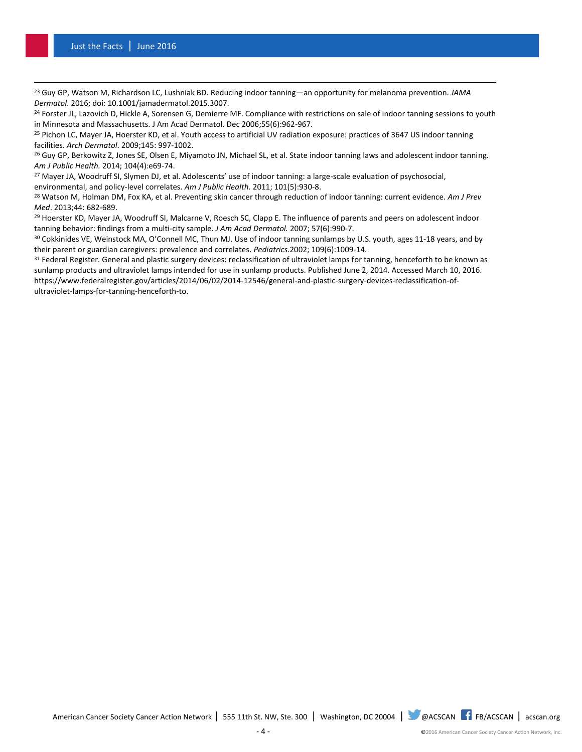[23] Guy GP, Watson M, Richardson LC, Lushniak BD. Reducing indoor tanning—an opportunity for melanoma prevention. *JAMA Dermatol*. 2016; doi: 10.1001/jamadermatol.2015.3007.

[24] Forster JL, Lazovich D, Hickle A, Sorensen G, Demierre MF. Compliance with restrictions on sale of indoor tanning sessions to youth in Minnesota and Massachusetts. J Am Acad Dermatol. Dec 2006;55(6):962-967.

[25] Pichon LC, Mayer JA, Hoerster KD, et al. Youth access to artificial UV radiation exposure: practices of 3647 US indoor tanning facilities. *Arch Dermatol*. 2009;145: 997-1002.

[26] Guy GP, Berkowitz Z, Jones SE, Olsen E, Miyamoto JN, Michael SL, et al. State indoor tanning laws and adolescent indoor tanning. *Am J Public Health.* 2014; 104(4):e69-74.

[27] Mayer JA, Woodruff SI, Slymen DJ, et al. Adolescents' use of indoor tanning: a large-scale evaluation of psychosocial, environmental, and policy-level correlates. *Am J Public Health.* 2011; 101(5):930-8.

[28] Watson M, Holman DM, Fox KA, et al. Preventing skin cancer through reduction of indoor tanning: current evidence. *Am J Prev Med*. 2013;44: 682-689.

[29] Hoerster KD, Mayer JA, Woodruff SI, Malcarne V, Roesch SC, Clapp E. The influence of parents and peers on adolescent indoor tanning behavior: findings from a multi-city sample. *J Am Acad Dermatol.* 2007; 57(6):990-7.

[30] Cokkinides VE, Weinstock MA, O'Connell MC, Thun MJ. Use of indoor tanning sunlamps by U.S. youth, ages 11-18 years, and by their parent or guardian caregivers: prevalence and correlates. *Pediatrics*.2002; 109(6):1009-14.

[31] Federal Register. General and plastic surgery devices: reclassification of ultraviolet lamps for tanning, henceforth to be known as sunlamp products and ultraviolet lamps intended for use in sunlamp products. Published June 2, 2014. Accessed March 10, 2016. https://www.federalregister.gov/articles/2014/06/02/2014-12546/general-and-plastic-surgery-devices-reclassification-of-ultraviolet-lamps-for-tanning-henceforth-to.